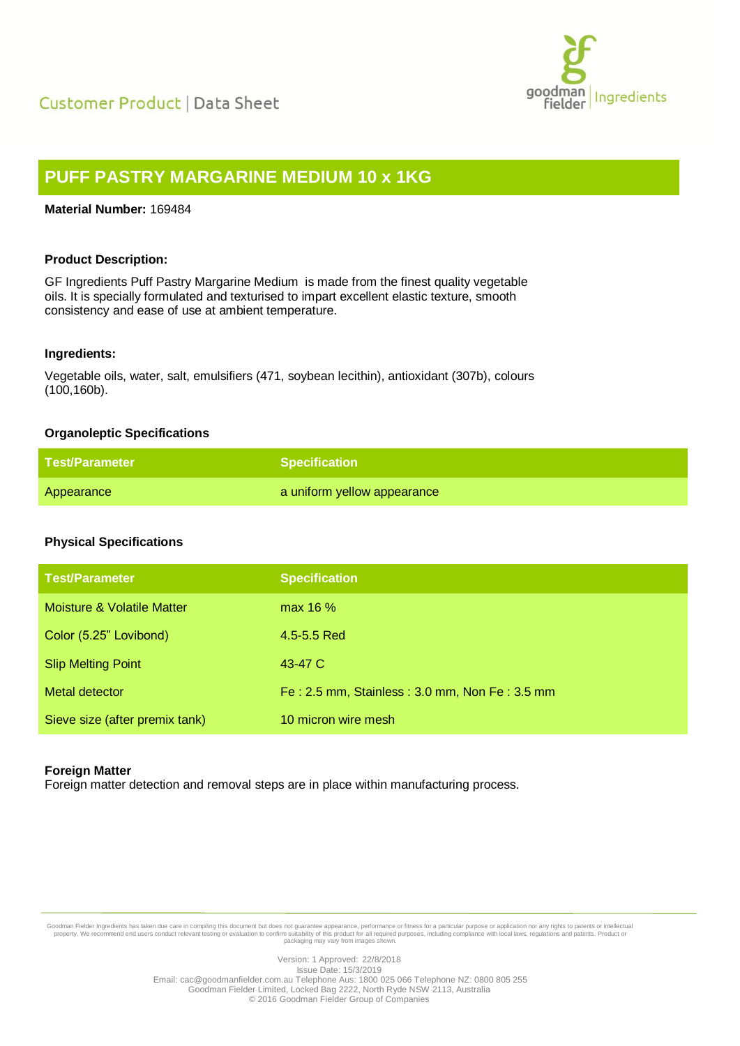Customer Product | Data Sheet

goodman fielder | Ingredients

# PUFF PASTRY MARGARINE MEDIUM 10 x 1KG

**Material Number:** 169484

**Product Description:**

GF Ingredients Puff Pastry Margarine Medium is made from the finest quality vegetable oils. It is specially formulated and texturised to impart excellent elastic texture, smooth consistency and ease of use at ambient temperature.

**Ingredients:**

Vegetable oils, water, salt, emulsifiers (471, soybean lecithin), antioxidant (307b), colours (100,160b).

**Organoleptic Specifications**

| Test/Parameter | Specification |
| --- | --- |
| Appearance | a uniform yellow appearance |

**Physical Specifications**

| Test/Parameter | Specification |
| --- | --- |
| Moisture & Volatile Matter | max 16 % |
| Color (5.25" Lovibond) | 4.5-5.5 Red |
| Slip Melting Point | 43-47 C |
| Metal detector | Fe : 2.5 mm, Stainless : 3.0 mm, Non Fe : 3.5 mm |
| Sieve size (after premix tank) | 10 micron wire mesh |

**Foreign Matter**
Foreign matter detection and removal steps are in place within manufacturing process.

Goodman Fielder Ingredients has taken due care in compiling this document but does not guarantee appearance, performance or fitness for a particular purpose or application nor any rights to patents or intellectual property. We recommend end users conduct relevant testing or evaluation to confirm suitability of this product for all required purposes, including compliance with local laws, regulations and patents. Product or packaging may vary from images shown.

Version: 1 Approved: 22/8/2018
Issue Date: 15/3/2019
Email: cac@goodmanfielder.com.au Telephone Aus: 1800 025 066 Telephone NZ: 0800 805 255
Goodman Fielder Limited, Locked Bag 2222, North Ryde NSW 2113, Australia
© 2016 Goodman Fielder Group of Companies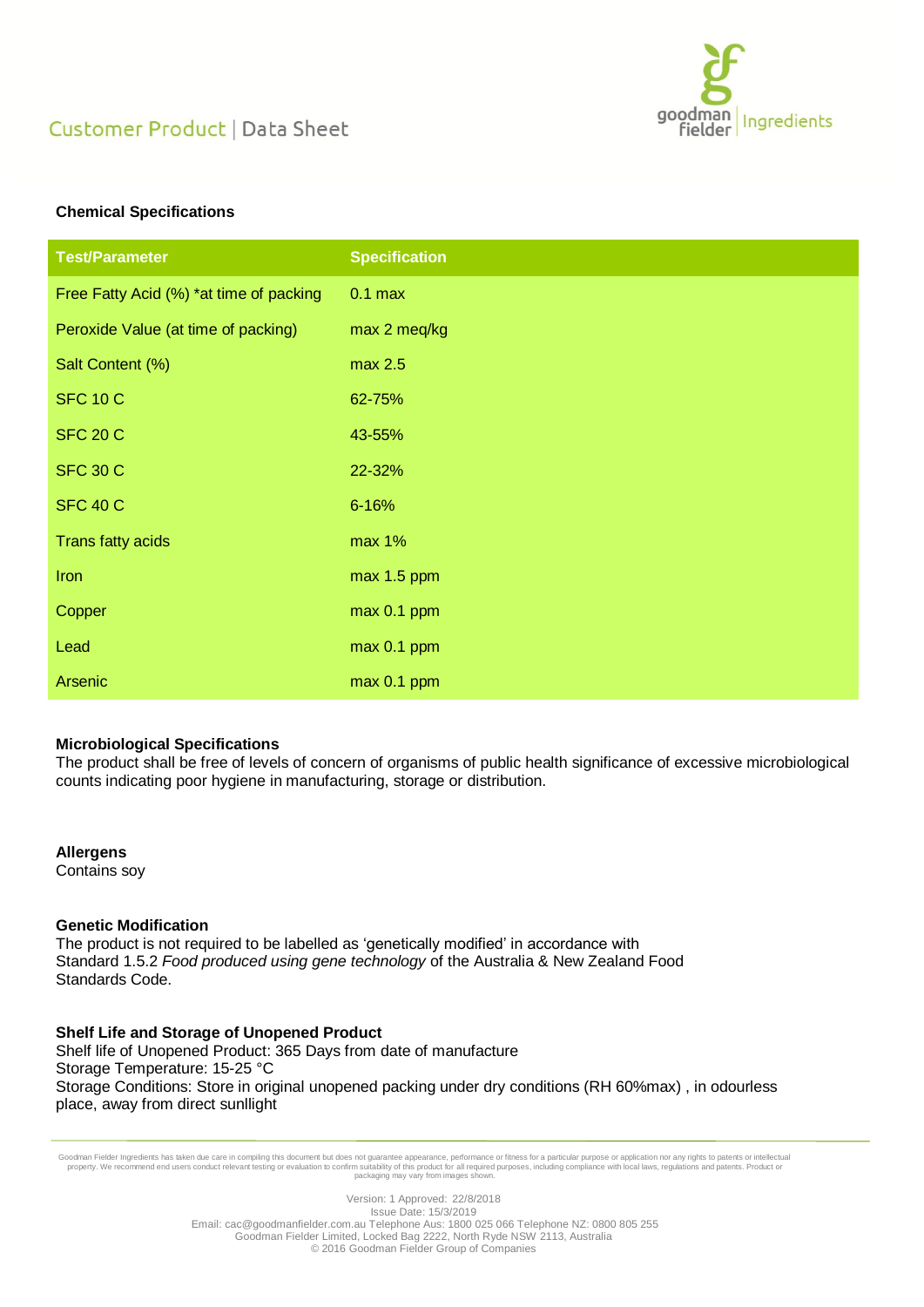## Chemical Specifications

| Test/Parameter | Specification |
| --- | --- |
| Free Fatty Acid (%) *at time of packing | 0.1 max |
| Peroxide Value (at time of packing) | max 2 meq/kg |
| Salt Content (%) | max 2.5 |
| SFC 10 C | 62-75% |
| SFC 20 C | 43-55% |
| SFC 30 C | 22-32% |
| SFC 40 C | 6-16% |
| Trans fatty acids | max 1% |
| Iron | max 1.5 ppm |
| Copper | max 0.1 ppm |
| Lead | max 0.1 ppm |
| Arsenic | max 0.1 ppm |

**Microbiological Specifications**
The product shall be free of levels of concern of organisms of public health significance of excessive microbiological counts indicating poor hygiene in manufacturing, storage or distribution.

**Allergens**
Contains soy

**Genetic Modification**
The product is not required to be labelled as 'genetically modified' in accordance with Standard 1.5.2 *Food produced using gene technology* of the Australia & New Zealand Food Standards Code.

**Shelf Life and Storage of Unopened Product**
Shelf life of Unopened Product: 365 Days from date of manufacture
Storage Temperature: 15-25 °C
Storage Conditions: Store in original unopened packing under dry conditions (RH 60%max) , in odourless place, away from direct sunllight

Goodman Fielder Ingredients has taken due care in compiling this document but does not guarantee appearance, performance or fitness for a particular purpose or application nor any rights to patents or intellectual property. We recommend end users conduct relevant testing or evaluation to confirm suitability of this product for all required purposes, including compliance with local laws, regulations and patents. Product or packaging may vary from images shown.

Version: 1 Approved: 22/8/2018
Issue Date: 15/3/2019
Email: cac@goodmanfielder.com.au Telephone Aus: 1800 025 066 Telephone NZ: 0800 805 255
Goodman Fielder Limited, Locked Bag 2222, North Ryde NSW 2113, Australia
© 2016 Goodman Fielder Group of Companies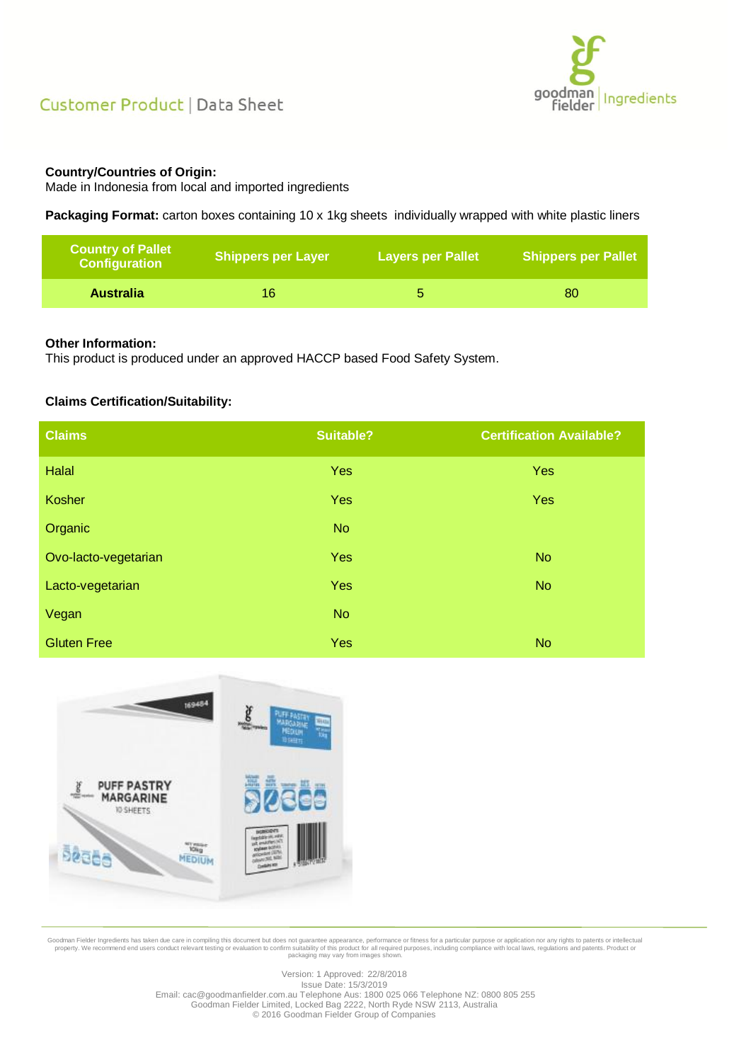Customer Product | Data Sheet

**Country/Countries of Origin:**
Made in Indonesia from local and imported ingredients

**Packaging Format:** carton boxes containing 10 x 1kg sheets individually wrapped with white plastic liners

| Country of Pallet Configuration | Shippers per Layer | Layers per Pallet | Shippers per Pallet |
|---|---|---|---|
| **Australia** | 16 | 5 | 80 |

**Other Information:**
This product is produced under an approved HACCP based Food Safety System.

**Claims Certification/Suitability:**

| Claims | Suitable? | Certification Available? |
|---|---|---|
| Halal | Yes | Yes |
| Kosher | Yes | Yes |
| Organic | No | |
| Ovo-lacto-vegetarian | Yes | No |
| Lacto-vegetarian | Yes | No |
| Vegan | No | |
| Gluten Free | Yes | No |

Goodman Fielder Ingredients has taken due care in compiling this document but does not guarantee appearance, performance or fitness for a particular purpose or application nor any rights to patents or intellectual property. We recommend end users conduct relevant testing or evaluation to confirm suitability of this product for all required purposes, including compliance with local laws, regulations and patents. Product or packaging may vary from images shown.

Version: 1 Approved: 22/8/2018
Issue Date: 15/3/2019
Email: cac@goodmanfielder.com.au Telephone Aus: 1800 025 066 Telephone NZ: 0800 805 255
Goodman Fielder Limited, Locked Bag 2222, North Ryde NSW 2113, Australia
© 2016 Goodman Fielder Group of Companies